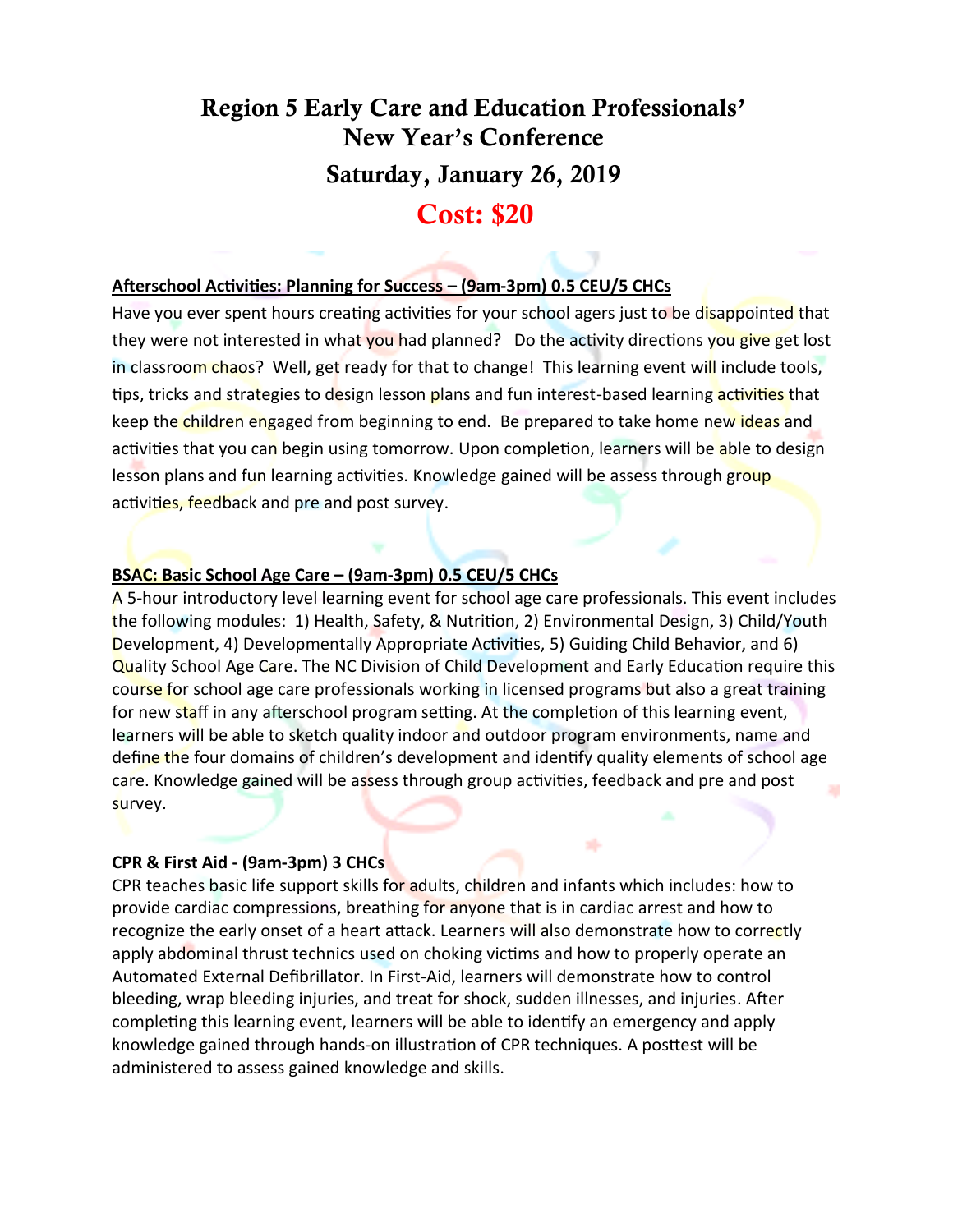# Region 5 Early Care and Education Professionals' New Year's Conference

## Saturday, January 26, 2019

## Cost: $20

**Afterschool Activities: Planning for Success – (9am-3pm) 0.5 CEU/5 CHCs**

Have you ever spent hours creating activities for your school agers just to be disappointed that they were not interested in what you had planned? Do the activity directions you give get lost in classroom chaos? Well, get ready for that to change! This learning event will include tools, tips, tricks and strategies to design lesson plans and fun interest-based learning activities that keep the children engaged from beginning to end. Be prepared to take home new ideas and activities that you can begin using tomorrow. Upon completion, learners will be able to design lesson plans and fun learning activities. Knowledge gained will be assess through group activities, feedback and pre and post survey.

**BSAC: Basic School Age Care – (9am-3pm) 0.5 CEU/5 CHCs**

A 5-hour introductory level learning event for school age care professionals. This event includes the following modules: 1) Health, Safety, & Nutrition, 2) Environmental Design, 3) Child/Youth Development, 4) Developmentally Appropriate Activities, 5) Guiding Child Behavior, and 6) Quality School Age Care. The NC Division of Child Development and Early Education require this course for school age care professionals working in licensed programs but also a great training for new staff in any afterschool program setting. At the completion of this learning event, learners will be able to sketch quality indoor and outdoor program environments, name and define the four domains of children's development and identify quality elements of school age care. Knowledge gained will be assess through group activities, feedback and pre and post survey.

**CPR & First Aid - (9am-3pm) 3 CHCs**

CPR teaches basic life support skills for adults, children and infants which includes: how to provide cardiac compressions, breathing for anyone that is in cardiac arrest and how to recognize the early onset of a heart attack. Learners will also demonstrate how to correctly apply abdominal thrust technics used on choking victims and how to properly operate an Automated External Defibrillator. In First-Aid, learners will demonstrate how to control bleeding, wrap bleeding injuries, and treat for shock, sudden illnesses, and injuries. After completing this learning event, learners will be able to identify an emergency and apply knowledge gained through hands-on illustration of CPR techniques. A posttest will be administered to assess gained knowledge and skills.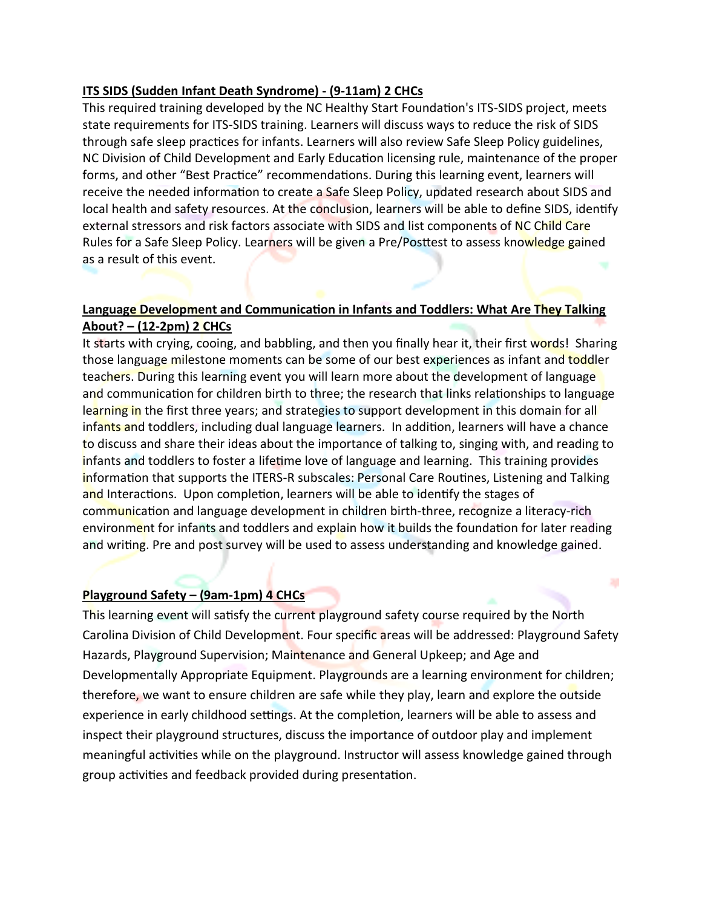**ITS SIDS (Sudden Infant Death Syndrome) - (9-11am) 2 CHCs**

This required training developed by the NC Healthy Start Foundation's ITS-SIDS project, meets state requirements for ITS-SIDS training. Learners will discuss ways to reduce the risk of SIDS through safe sleep practices for infants. Learners will also review Safe Sleep Policy guidelines, NC Division of Child Development and Early Education licensing rule, maintenance of the proper forms, and other "Best Practice" recommendations. During this learning event, learners will receive the needed information to create a Safe Sleep Policy, updated research about SIDS and local health and safety resources. At the conclusion, learners will be able to define SIDS, identify external stressors and risk factors associate with SIDS and list components of NC Child Care Rules for a Safe Sleep Policy. Learners will be given a Pre/Posttest to assess knowledge gained as a result of this event.

**Language Development and Communication in Infants and Toddlers: What Are They Talking About? – (12-2pm) 2 CHCs**

It starts with crying, cooing, and babbling, and then you finally hear it, their first words! Sharing those language milestone moments can be some of our best experiences as infant and toddler teachers. During this learning event you will learn more about the development of language and communication for children birth to three; the research that links relationships to language learning in the first three years; and strategies to support development in this domain for all infants and toddlers, including dual language learners. In addition, learners will have a chance to discuss and share their ideas about the importance of talking to, singing with, and reading to infants and toddlers to foster a lifetime love of language and learning. This training provides information that supports the ITERS-R subscales: Personal Care Routines, Listening and Talking and Interactions. Upon completion, learners will be able to identify the stages of communication and language development in children birth-three, recognize a literacy-rich environment for infants and toddlers and explain how it builds the foundation for later reading and writing. Pre and post survey will be used to assess understanding and knowledge gained.

**Playground Safety – (9am-1pm) 4 CHCs**

This learning event will satisfy the current playground safety course required by the North Carolina Division of Child Development. Four specific areas will be addressed: Playground Safety Hazards, Playground Supervision; Maintenance and General Upkeep; and Age and Developmentally Appropriate Equipment. Playgrounds are a learning environment for children; therefore, we want to ensure children are safe while they play, learn and explore the outside experience in early childhood settings. At the completion, learners will be able to assess and inspect their playground structures, discuss the importance of outdoor play and implement meaningful activities while on the playground. Instructor will assess knowledge gained through group activities and feedback provided during presentation.